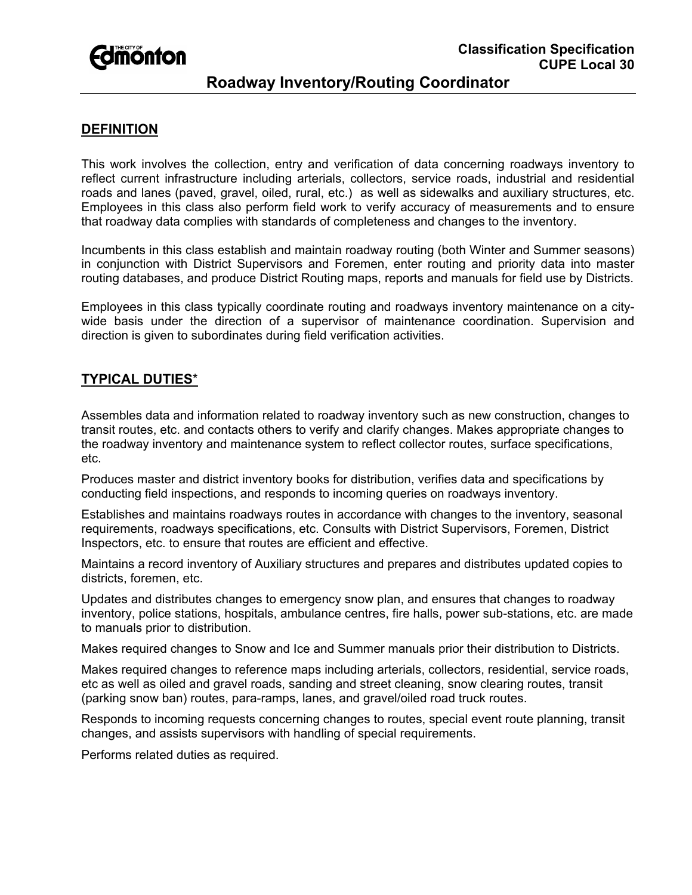**Classification Specification**
**CUPE Local 30**

# Roadway Inventory/Routing Coordinator

## DEFINITION

This work involves the collection, entry and verification of data concerning roadways inventory to reflect current infrastructure including arterials, collectors, service roads, industrial and residential roads and lanes (paved, gravel, oiled, rural, etc.) as well as sidewalks and auxiliary structures, etc. Employees in this class also perform field work to verify accuracy of measurements and to ensure that roadway data complies with standards of completeness and changes to the inventory.

Incumbents in this class establish and maintain roadway routing (both Winter and Summer seasons) in conjunction with District Supervisors and Foremen, enter routing and priority data into master routing databases, and produce District Routing maps, reports and manuals for field use by Districts.

Employees in this class typically coordinate routing and roadways inventory maintenance on a city-wide basis under the direction of a supervisor of maintenance coordination. Supervision and direction is given to subordinates during field verification activities.

## TYPICAL DUTIES*

Assembles data and information related to roadway inventory such as new construction, changes to transit routes, etc. and contacts others to verify and clarify changes. Makes appropriate changes to the roadway inventory and maintenance system to reflect collector routes, surface specifications, etc.

Produces master and district inventory books for distribution, verifies data and specifications by conducting field inspections, and responds to incoming queries on roadways inventory.

Establishes and maintains roadways routes in accordance with changes to the inventory, seasonal requirements, roadways specifications, etc. Consults with District Supervisors, Foremen, District Inspectors, etc. to ensure that routes are efficient and effective.

Maintains a record inventory of Auxiliary structures and prepares and distributes updated copies to districts, foremen, etc.

Updates and distributes changes to emergency snow plan, and ensures that changes to roadway inventory, police stations, hospitals, ambulance centres, fire halls, power sub-stations, etc. are made to manuals prior to distribution.

Makes required changes to Snow and Ice and Summer manuals prior their distribution to Districts.

Makes required changes to reference maps including arterials, collectors, residential, service roads, etc as well as oiled and gravel roads, sanding and street cleaning, snow clearing routes, transit (parking snow ban) routes, para-ramps, lanes, and gravel/oiled road truck routes.

Responds to incoming requests concerning changes to routes, special event route planning, transit changes, and assists supervisors with handling of special requirements.

Performs related duties as required.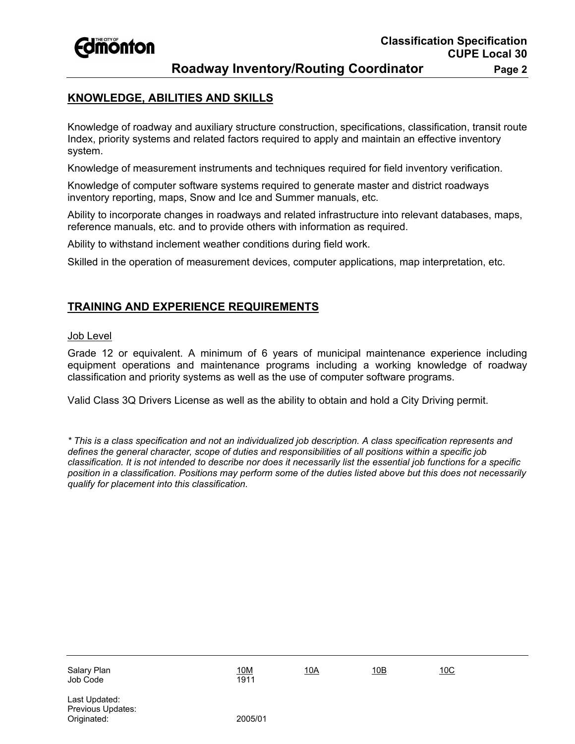## KNOWLEDGE, ABILITIES AND SKILLS

Knowledge of roadway and auxiliary structure construction, specifications, classification, transit route Index, priority systems and related factors required to apply and maintain an effective inventory system.

Knowledge of measurement instruments and techniques required for field inventory verification.

Knowledge of computer software systems required to generate master and district roadways inventory reporting, maps, Snow and Ice and Summer manuals, etc.

Ability to incorporate changes in roadways and related infrastructure into relevant databases, maps, reference manuals, etc. and to provide others with information as required.

Ability to withstand inclement weather conditions during field work.

Skilled in the operation of measurement devices, computer applications, map interpretation, etc.

## TRAINING AND EXPERIENCE REQUIREMENTS

Job Level

Grade 12 or equivalent. A minimum of 6 years of municipal maintenance experience including equipment operations and maintenance programs including a working knowledge of roadway classification and priority systems as well as the use of computer software programs.

Valid Class 3Q Drivers License as well as the ability to obtain and hold a City Driving permit.

*\* This is a class specification and not an individualized job description. A class specification represents and defines the general character, scope of duties and responsibilities of all positions within a specific job classification. It is not intended to describe nor does it necessarily list the essential job functions for a specific position in a classification. Positions may perform some of the duties listed above but this does not necessarily qualify for placement into this classification.*

| | | | | |
|---|---|---|---|---|
| Salary Plan | 10M | 10A | 10B | 10C |
| Job Code | 1911 | | | |
| Last Updated: | | | | |
| Previous Updates: | | | | |
| Originated: | 2005/01 | | | |